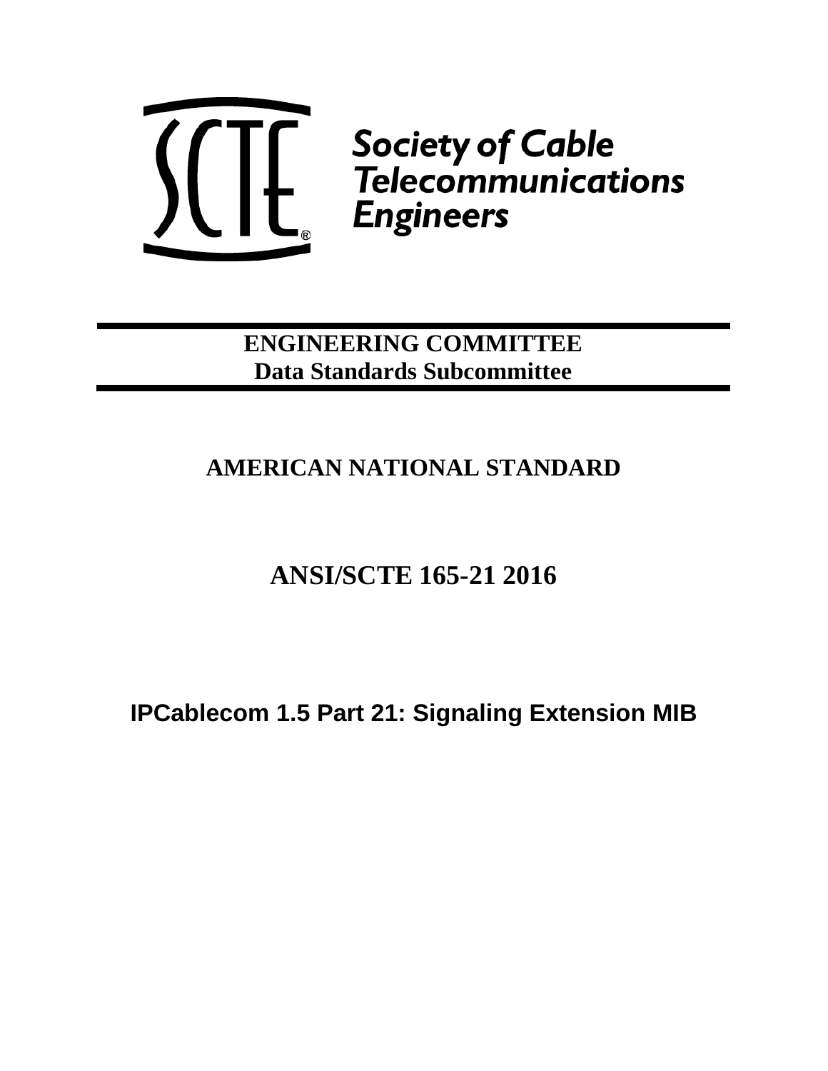Society of Cable Telecommunications Engineers

**ENGINEERING COMMITTEE**
**Data Standards Subcommittee**

## AMERICAN NATIONAL STANDARD

# ANSI/SCTE 165-21 2016

# IPCablecom 1.5 Part 21: Signaling Extension MIB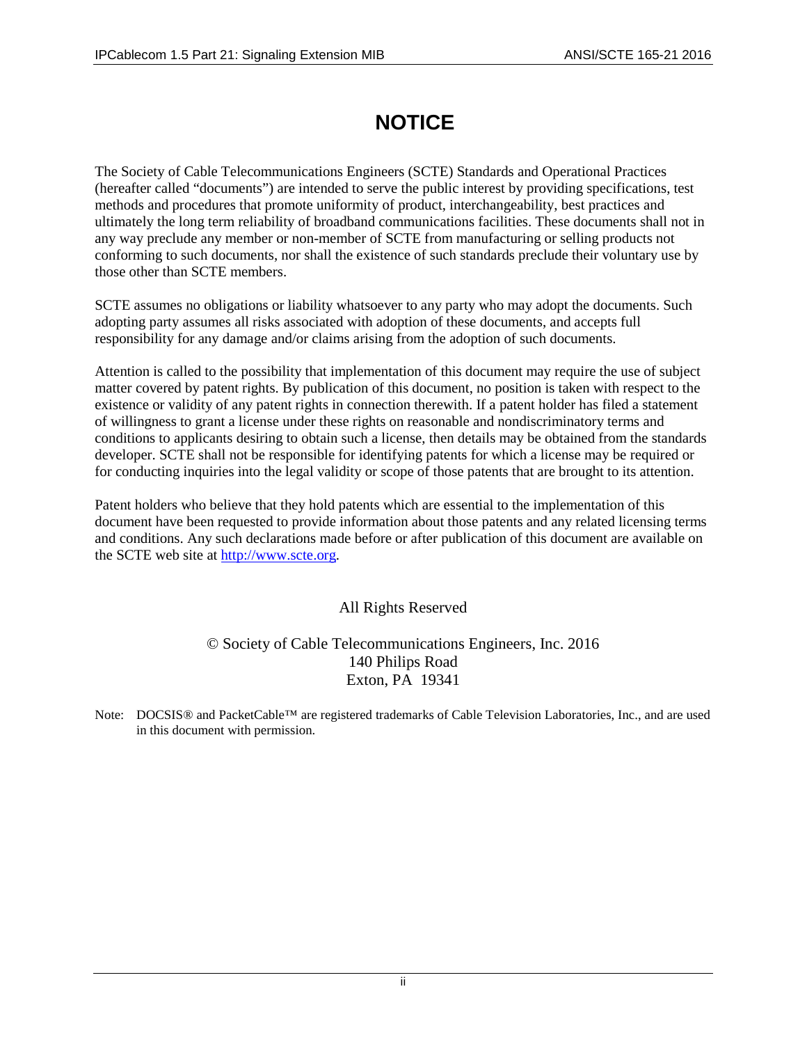# NOTICE

The Society of Cable Telecommunications Engineers (SCTE) Standards and Operational Practices (hereafter called "documents") are intended to serve the public interest by providing specifications, test methods and procedures that promote uniformity of product, interchangeability, best practices and ultimately the long term reliability of broadband communications facilities. These documents shall not in any way preclude any member or non-member of SCTE from manufacturing or selling products not conforming to such documents, nor shall the existence of such standards preclude their voluntary use by those other than SCTE members.

SCTE assumes no obligations or liability whatsoever to any party who may adopt the documents. Such adopting party assumes all risks associated with adoption of these documents, and accepts full responsibility for any damage and/or claims arising from the adoption of such documents.

Attention is called to the possibility that implementation of this document may require the use of subject matter covered by patent rights. By publication of this document, no position is taken with respect to the existence or validity of any patent rights in connection therewith. If a patent holder has filed a statement of willingness to grant a license under these rights on reasonable and nondiscriminatory terms and conditions to applicants desiring to obtain such a license, then details may be obtained from the standards developer. SCTE shall not be responsible for identifying patents for which a license may be required or for conducting inquiries into the legal validity or scope of those patents that are brought to its attention.

Patent holders who believe that they hold patents which are essential to the implementation of this document have been requested to provide information about those patents and any related licensing terms and conditions. Any such declarations made before or after publication of this document are available on the SCTE web site at [http://www.scte.org](http://www.scte.org).

All Rights Reserved

© Society of Cable Telecommunications Engineers, Inc. 2016
140 Philips Road
Exton, PA 19341

Note: DOCSIS® and PacketCable™ are registered trademarks of Cable Television Laboratories, Inc., and are used in this document with permission.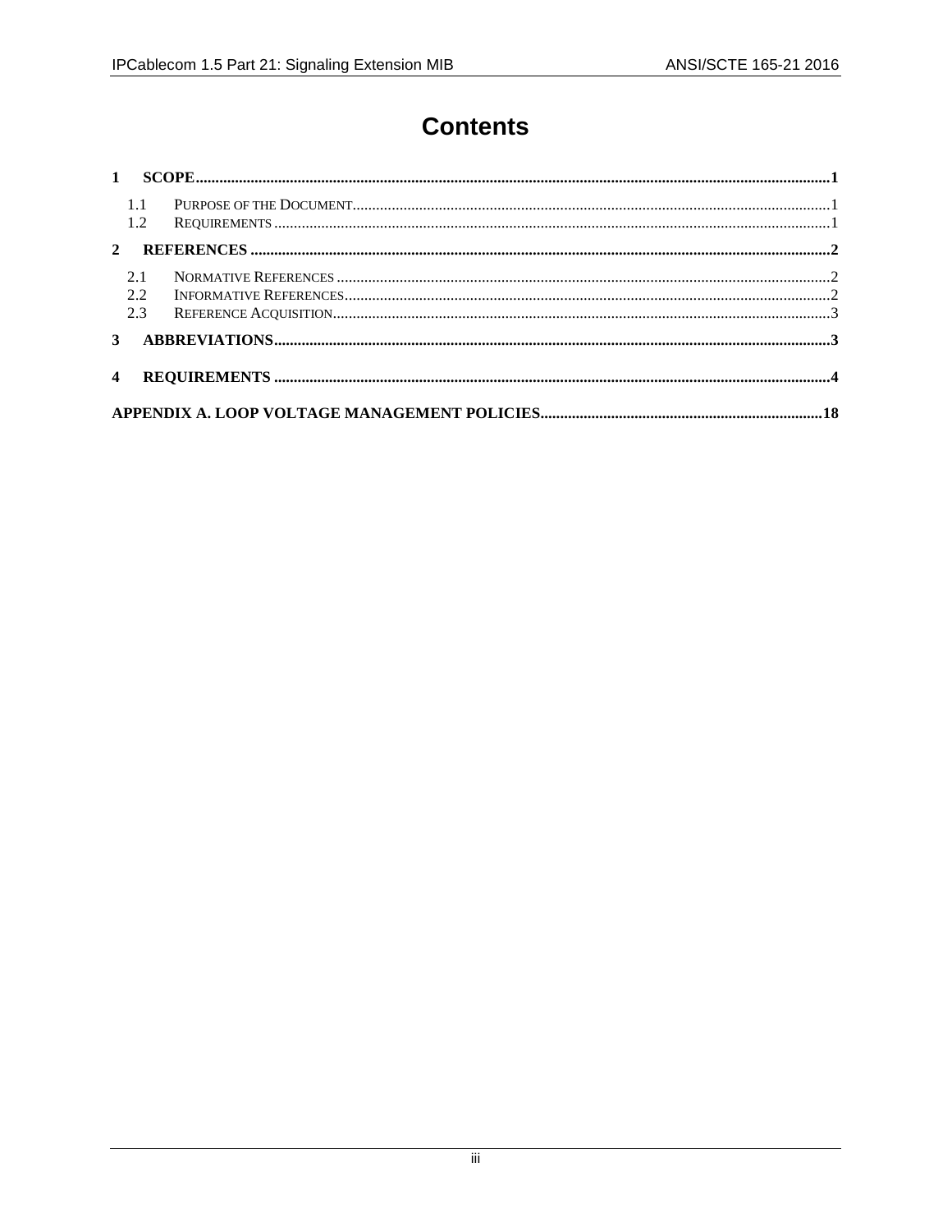# Contents

**1 SCOPE** ........................................................................................................................................................ **1**

- 1.1 PURPOSE OF THE DOCUMENT ............................................................................................................. 1
- 1.2 REQUIREMENTS ................................................................................................................................ 1

**2 REFERENCES** ........................................................................................................................................... **2**

- 2.1 NORMATIVE REFERENCES ................................................................................................................. 2
- 2.2 INFORMATIVE REFERENCES ............................................................................................................... 2
- 2.3 REFERENCE ACQUISITION .................................................................................................................. 3

**3 ABBREVIATIONS** ..................................................................................................................................... **3**

**4 REQUIREMENTS** ...................................................................................................................................... **4**

**APPENDIX A. LOOP VOLTAGE MANAGEMENT POLICIES** ...................................................................... **18**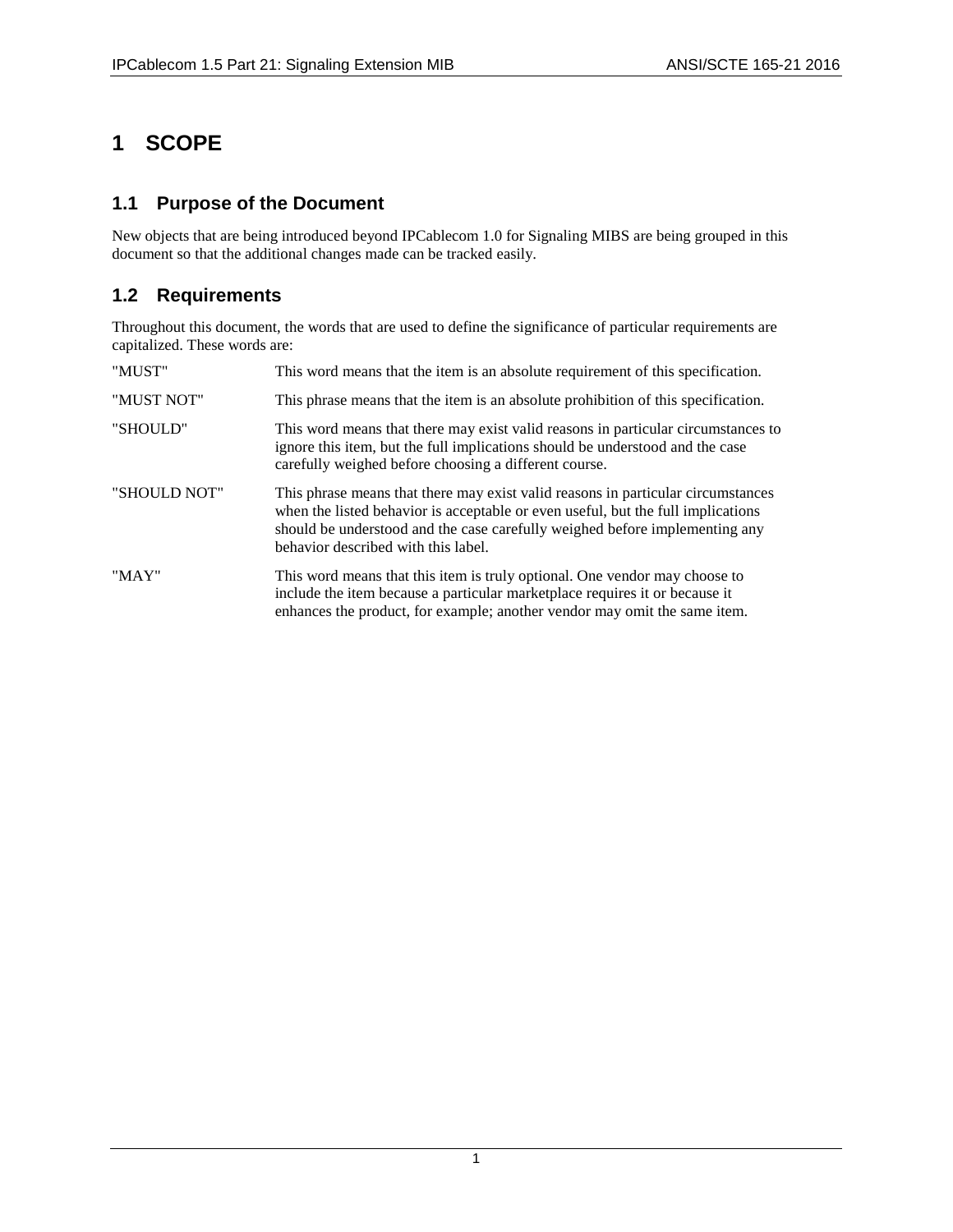# 1 SCOPE

## 1.1 Purpose of the Document

New objects that are being introduced beyond IPCablecom 1.0 for Signaling MIBS are being grouped in this document so that the additional changes made can be tracked easily.

## 1.2 Requirements

Throughout this document, the words that are used to define the significance of particular requirements are capitalized. These words are:

| | |
|---|---|
| "MUST" | This word means that the item is an absolute requirement of this specification. |
| "MUST NOT" | This phrase means that the item is an absolute prohibition of this specification. |
| "SHOULD" | This word means that there may exist valid reasons in particular circumstances to ignore this item, but the full implications should be understood and the case carefully weighed before choosing a different course. |
| "SHOULD NOT" | This phrase means that there may exist valid reasons in particular circumstances when the listed behavior is acceptable or even useful, but the full implications should be understood and the case carefully weighed before implementing any behavior described with this label. |
| "MAY" | This word means that this item is truly optional. One vendor may choose to include the item because a particular marketplace requires it or because it enhances the product, for example; another vendor may omit the same item. |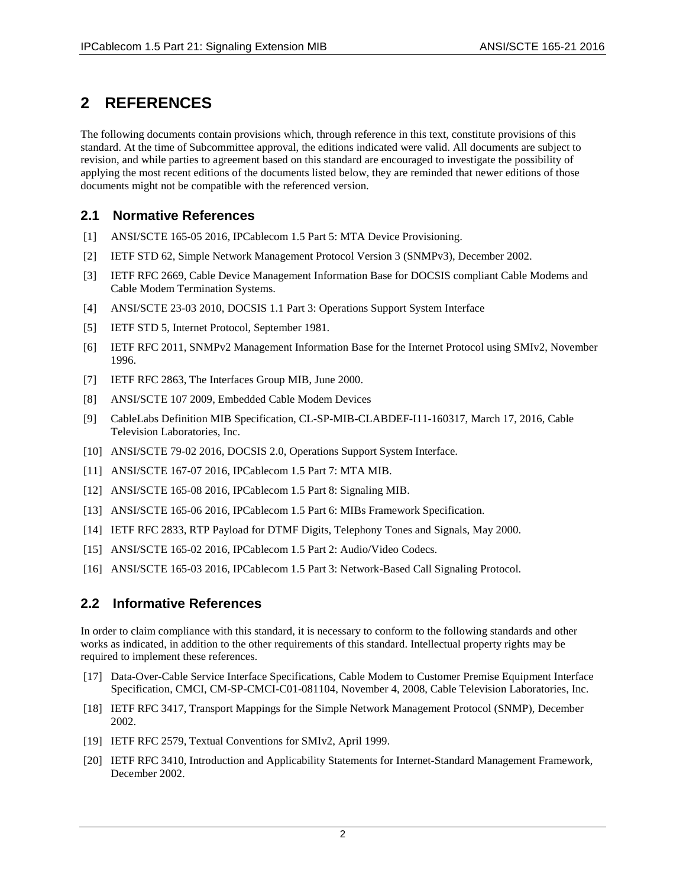# 2 REFERENCES

The following documents contain provisions which, through reference in this text, constitute provisions of this standard. At the time of Subcommittee approval, the editions indicated were valid. All documents are subject to revision, and while parties to agreement based on this standard are encouraged to investigate the possibility of applying the most recent editions of the documents listed below, they are reminded that newer editions of those documents might not be compatible with the referenced version.

## 2.1 Normative References

[1] ANSI/SCTE 165-05 2016, IPCablecom 1.5 Part 5: MTA Device Provisioning.

[2] IETF STD 62, Simple Network Management Protocol Version 3 (SNMPv3), December 2002.

[3] IETF RFC 2669, Cable Device Management Information Base for DOCSIS compliant Cable Modems and Cable Modem Termination Systems.

[4] ANSI/SCTE 23-03 2010, DOCSIS 1.1 Part 3: Operations Support System Interface

[5] IETF STD 5, Internet Protocol, September 1981.

[6] IETF RFC 2011, SNMPv2 Management Information Base for the Internet Protocol using SMIv2, November 1996.

[7] IETF RFC 2863, The Interfaces Group MIB, June 2000.

[8] ANSI/SCTE 107 2009, Embedded Cable Modem Devices

[9] CableLabs Definition MIB Specification, CL-SP-MIB-CLABDEF-I11-160317, March 17, 2016, Cable Television Laboratories, Inc.

[10] ANSI/SCTE 79-02 2016, DOCSIS 2.0, Operations Support System Interface.

[11] ANSI/SCTE 167-07 2016, IPCablecom 1.5 Part 7: MTA MIB.

[12] ANSI/SCTE 165-08 2016, IPCablecom 1.5 Part 8: Signaling MIB.

[13] ANSI/SCTE 165-06 2016, IPCablecom 1.5 Part 6: MIBs Framework Specification.

[14] IETF RFC 2833, RTP Payload for DTMF Digits, Telephony Tones and Signals, May 2000.

[15] ANSI/SCTE 165-02 2016, IPCablecom 1.5 Part 2: Audio/Video Codecs.

[16] ANSI/SCTE 165-03 2016, IPCablecom 1.5 Part 3: Network-Based Call Signaling Protocol.

## 2.2 Informative References

In order to claim compliance with this standard, it is necessary to conform to the following standards and other works as indicated, in addition to the other requirements of this standard. Intellectual property rights may be required to implement these references.

[17] Data-Over-Cable Service Interface Specifications, Cable Modem to Customer Premise Equipment Interface Specification, CMCI, CM-SP-CMCI-C01-081104, November 4, 2008, Cable Television Laboratories, Inc.

[18] IETF RFC 3417, Transport Mappings for the Simple Network Management Protocol (SNMP), December 2002.

[19] IETF RFC 2579, Textual Conventions for SMIv2, April 1999.

[20] IETF RFC 3410, Introduction and Applicability Statements for Internet-Standard Management Framework, December 2002.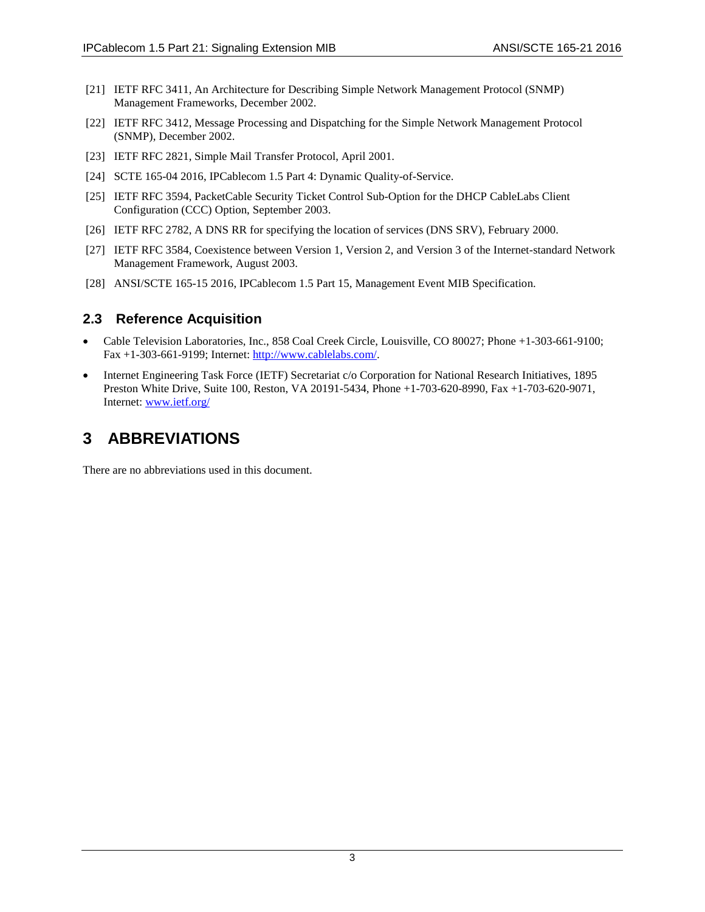[21] IETF RFC 3411, An Architecture for Describing Simple Network Management Protocol (SNMP) Management Frameworks, December 2002.

[22] IETF RFC 3412, Message Processing and Dispatching for the Simple Network Management Protocol (SNMP), December 2002.

[23] IETF RFC 2821, Simple Mail Transfer Protocol, April 2001.

[24] SCTE 165-04 2016, IPCablecom 1.5 Part 4: Dynamic Quality-of-Service.

[25] IETF RFC 3594, PacketCable Security Ticket Control Sub-Option for the DHCP CableLabs Client Configuration (CCC) Option, September 2003.

[26] IETF RFC 2782, A DNS RR for specifying the location of services (DNS SRV), February 2000.

[27] IETF RFC 3584, Coexistence between Version 1, Version 2, and Version 3 of the Internet-standard Network Management Framework, August 2003.

[28] ANSI/SCTE 165-15 2016, IPCablecom 1.5 Part 15, Management Event MIB Specification.

## 2.3 Reference Acquisition

- Cable Television Laboratories, Inc., 858 Coal Creek Circle, Louisville, CO 80027; Phone +1-303-661-9100; Fax +1-303-661-9199; Internet: [http://www.cablelabs.com/](http://www.cablelabs.com/).
- Internet Engineering Task Force (IETF) Secretariat c/o Corporation for National Research Initiatives, 1895 Preston White Drive, Suite 100, Reston, VA 20191-5434, Phone +1-703-620-8990, Fax +1-703-620-9071, Internet: [www.ietf.org/](www.ietf.org/)

# 3 ABBREVIATIONS

There are no abbreviations used in this document.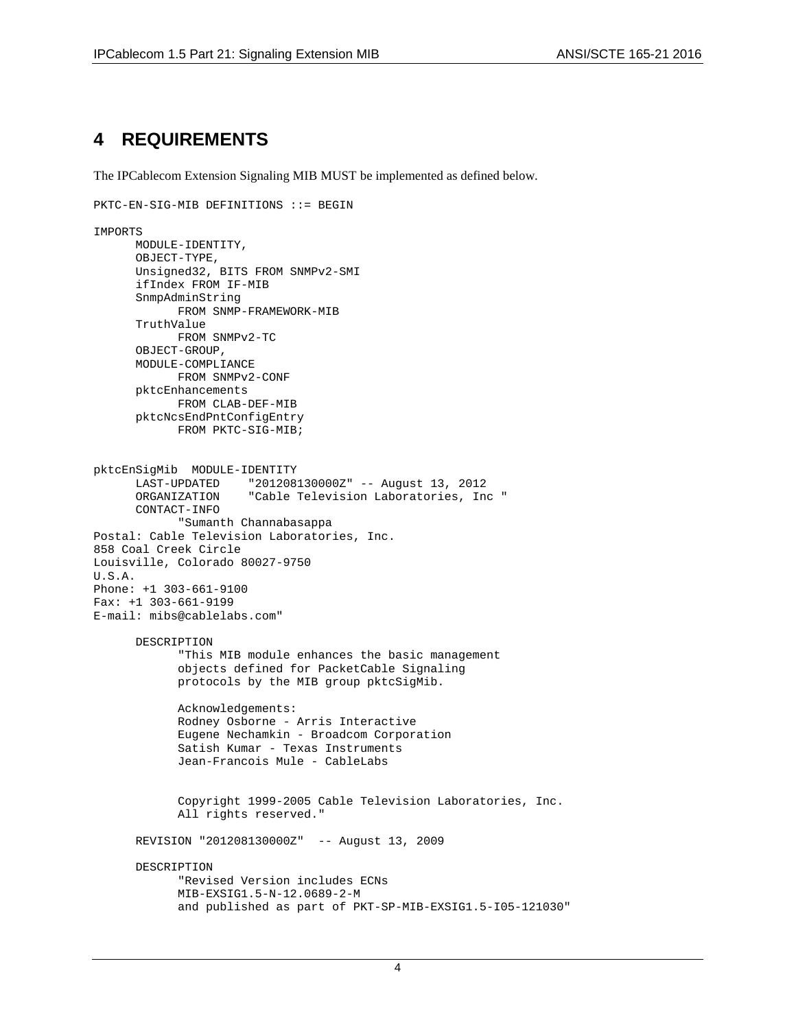# 4 REQUIREMENTS

The IPCablecom Extension Signaling MIB MUST be implemented as defined below.

```
PKTC-EN-SIG-MIB DEFINITIONS ::= BEGIN

IMPORTS
      MODULE-IDENTITY,
      OBJECT-TYPE,
      Unsigned32, BITS FROM SNMPv2-SMI
      ifIndex FROM IF-MIB
      SnmpAdminString
            FROM SNMP-FRAMEWORK-MIB
      TruthValue
            FROM SNMPv2-TC
      OBJECT-GROUP,
      MODULE-COMPLIANCE
            FROM SNMPv2-CONF
      pktcEnhancements
            FROM CLAB-DEF-MIB
      pktcNcsEndPntConfigEntry
            FROM PKTC-SIG-MIB;


pktcEnSigMib  MODULE-IDENTITY
      LAST-UPDATED    "201208130000Z" -- August 13, 2012
      ORGANIZATION    "Cable Television Laboratories, Inc "
      CONTACT-INFO
            "Sumanth Channabasappa
Postal: Cable Television Laboratories, Inc.
858 Coal Creek Circle
Louisville, Colorado 80027-9750
U.S.A.
Phone: +1 303-661-9100
Fax: +1 303-661-9199
E-mail: mibs@cablelabs.com"

      DESCRIPTION
            "This MIB module enhances the basic management
            objects defined for PacketCable Signaling
            protocols by the MIB group pktcSigMib.

            Acknowledgements:
            Rodney Osborne - Arris Interactive
            Eugene Nechamkin - Broadcom Corporation
            Satish Kumar - Texas Instruments
            Jean-Francois Mule - CableLabs


            Copyright 1999-2005 Cable Television Laboratories, Inc.
            All rights reserved."

      REVISION "201208130000Z"  -- August 13, 2009

      DESCRIPTION
            "Revised Version includes ECNs
            MIB-EXSIG1.5-N-12.0689-2-M
            and published as part of PKT-SP-MIB-EXSIG1.5-I05-121030"
```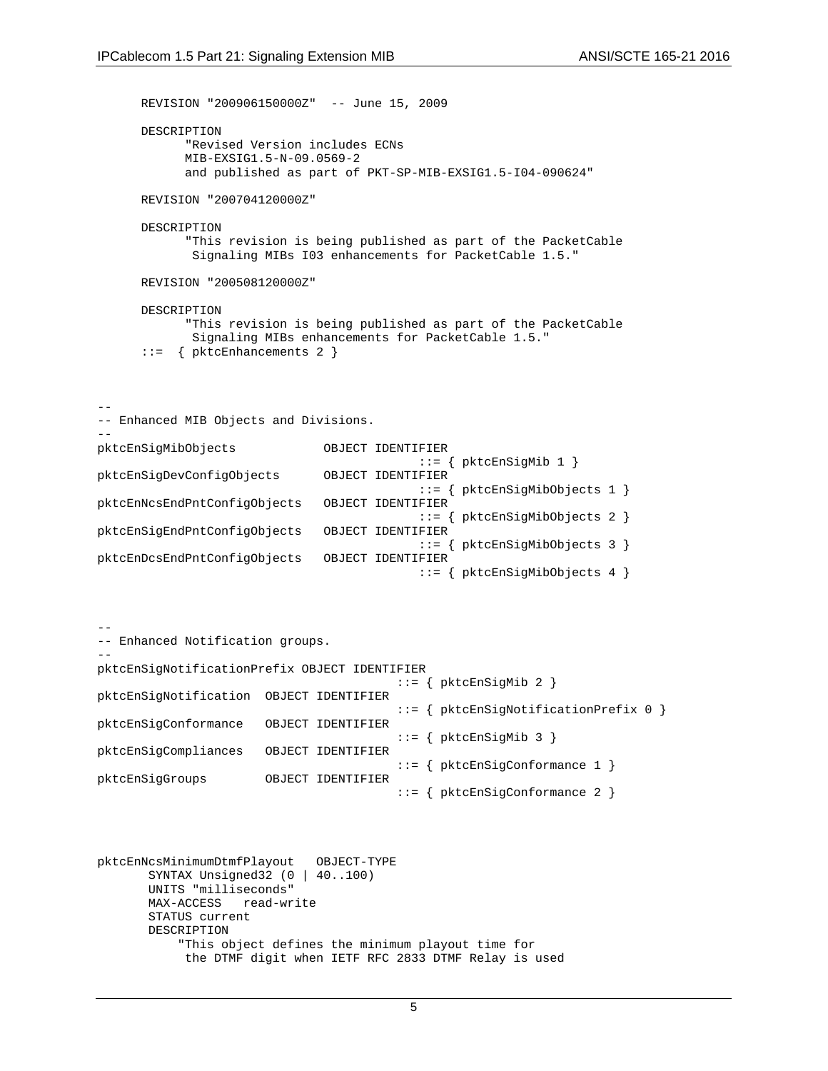```
      REVISION "200906150000Z"  -- June 15, 2009

      DESCRIPTION
            "Revised Version includes ECNs
            MIB-EXSIG1.5-N-09.0569-2
            and published as part of PKT-SP-MIB-EXSIG1.5-I04-090624"

      REVISION "200704120000Z"

      DESCRIPTION
            "This revision is being published as part of the PacketCable
             Signaling MIBs I03 enhancements for PacketCable 1.5."

      REVISION "200508120000Z"

      DESCRIPTION
            "This revision is being published as part of the PacketCable
             Signaling MIBs enhancements for PacketCable 1.5."
      ::=  { pktcEnhancements 2 }



--
-- Enhanced MIB Objects and Divisions.
--
pktcEnSigMibObjects            OBJECT IDENTIFIER
                                         ::= { pktcEnSigMib 1 }
pktcEnSigDevConfigObjects      OBJECT IDENTIFIER
                                         ::= { pktcEnSigMibObjects 1 }
pktcEnNcsEndPntConfigObjects   OBJECT IDENTIFIER
                                         ::= { pktcEnSigMibObjects 2 }
pktcEnSigEndPntConfigObjects   OBJECT IDENTIFIER
                                         ::= { pktcEnSigMibObjects 3 }
pktcEnDcsEndPntConfigObjects   OBJECT IDENTIFIER
                                         ::= { pktcEnSigMibObjects 4 }



--
-- Enhanced Notification groups.
--
pktcEnSigNotificationPrefix OBJECT IDENTIFIER
                                     ::= { pktcEnSigMib 2 }
pktcEnSigNotification  OBJECT IDENTIFIER
                                     ::= { pktcEnSigNotificationPrefix 0 }
pktcEnSigConformance   OBJECT IDENTIFIER
                                     ::= { pktcEnSigMib 3 }
pktcEnSigCompliances   OBJECT IDENTIFIER
                                     ::= { pktcEnSigConformance 1 }
pktcEnSigGroups        OBJECT IDENTIFIER
                                     ::= { pktcEnSigConformance 2 }



pktcEnNcsMinimumDtmfPlayout   OBJECT-TYPE
       SYNTAX Unsigned32 (0 | 40..100)
       UNITS "milliseconds"
       MAX-ACCESS   read-write
       STATUS current
       DESCRIPTION
           "This object defines the minimum playout time for
            the DTMF digit when IETF RFC 2833 DTMF Relay is used
```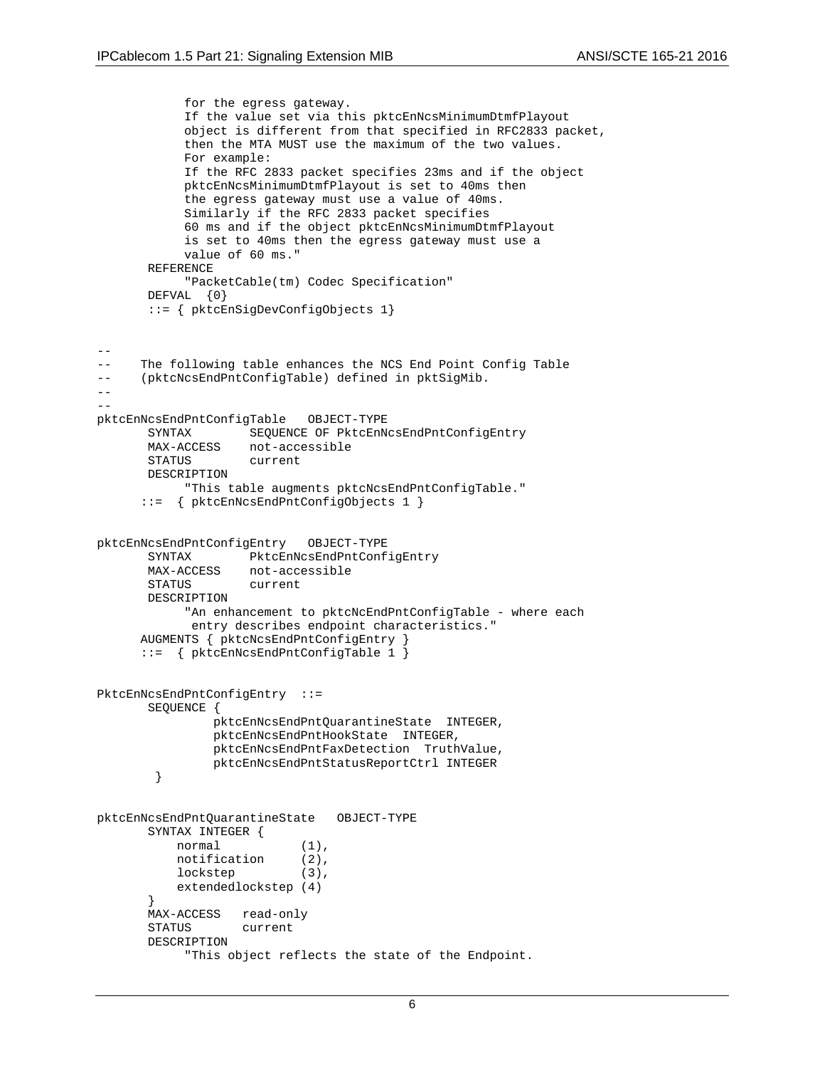```
            for the egress gateway.
            If the value set via this pktcEnNcsMinimumDtmfPlayout
            object is different from that specified in RFC2833 packet,
            then the MTA MUST use the maximum of the two values.
            For example:
            If the RFC 2833 packet specifies 23ms and if the object
            pktcEnNcsMinimumDtmfPlayout is set to 40ms then
            the egress gateway must use a value of 40ms.
            Similarly if the RFC 2833 packet specifies
            60 ms and if the object pktcEnNcsMinimumDtmfPlayout
            is set to 40ms then the egress gateway must use a
            value of 60 ms."
       REFERENCE
            "PacketCable(tm) Codec Specification"
       DEFVAL  {0}
       ::= { pktcEnSigDevConfigObjects 1}


--
--    The following table enhances the NCS End Point Config Table
--    (pktcNcsEndPntConfigTable) defined in pktSigMib.
--
--
pktcEnNcsEndPntConfigTable   OBJECT-TYPE
       SYNTAX        SEQUENCE OF PktcEnNcsEndPntConfigEntry
       MAX-ACCESS    not-accessible
       STATUS        current
       DESCRIPTION
            "This table augments pktcNcsEndPntConfigTable."
      ::=  { pktcEnNcsEndPntConfigObjects 1 }


pktcEnNcsEndPntConfigEntry   OBJECT-TYPE
       SYNTAX        PktcEnNcsEndPntConfigEntry
       MAX-ACCESS    not-accessible
       STATUS        current
       DESCRIPTION
            "An enhancement to pktcNcEndPntConfigTable - where each
             entry describes endpoint characteristics."
      AUGMENTS { pktcNcsEndPntConfigEntry }
      ::=  { pktcEnNcsEndPntConfigTable 1 }


PktcEnNcsEndPntConfigEntry  ::=
       SEQUENCE {
               pktcEnNcsEndPntQuarantineState  INTEGER,
               pktcEnNcsEndPntHookState  INTEGER,
               pktcEnNcsEndPntFaxDetection  TruthValue,
               pktcEnNcsEndPntStatusReportCtrl INTEGER
        }


pktcEnNcsEndPntQuarantineState   OBJECT-TYPE
       SYNTAX INTEGER {
           normal           (1),
           notification     (2),
           lockstep         (3),
           extendedlockstep (4)
       }
       MAX-ACCESS   read-only
       STATUS       current
       DESCRIPTION
            "This object reflects the state of the Endpoint.
```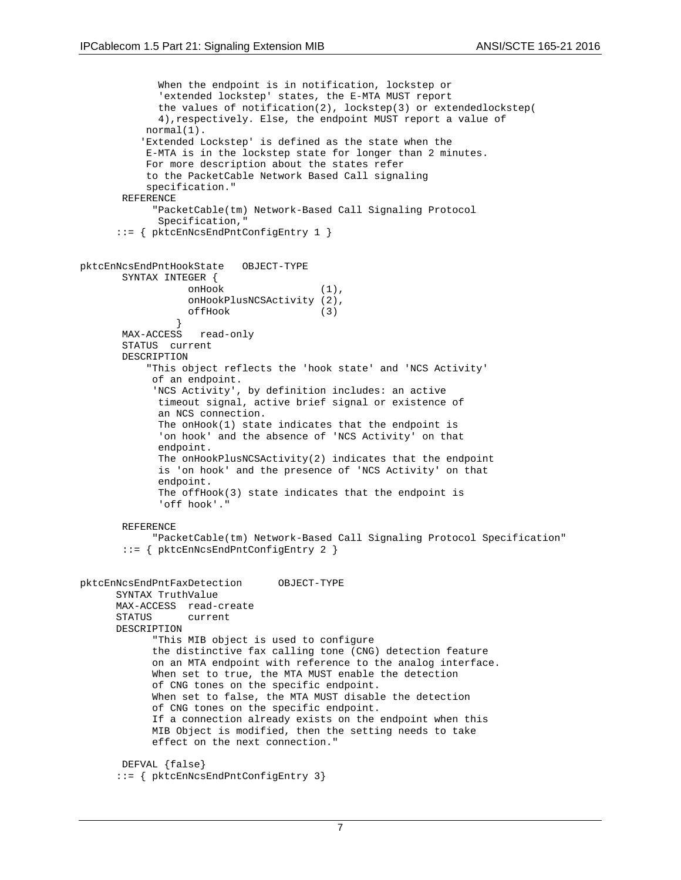```
             When the endpoint is in notification, lockstep or
             'extended lockstep' states, the E-MTA MUST report
             the values of notification(2), lockstep(3) or extendedlockstep(
             4),respectively. Else, the endpoint MUST report a value of
           normal(1).
          'Extended Lockstep' is defined as the state when the
           E-MTA is in the lockstep state for longer than 2 minutes.
           For more description about the states refer
           to the PacketCable Network Based Call signaling
           specification."
       REFERENCE
            "PacketCable(tm) Network-Based Call Signaling Protocol
             Specification,"
      ::= { pktcEnNcsEndPntConfigEntry 1 }


pktcEnNcsEndPntHookState   OBJECT-TYPE
       SYNTAX INTEGER {
                  onHook                (1),
                  onHookPlusNCSActivity (2),
                  offHook               (3)
               }
       MAX-ACCESS   read-only
       STATUS  current
       DESCRIPTION
           "This object reflects the 'hook state' and 'NCS Activity'
            of an endpoint.
            'NCS Activity', by definition includes: an active
             timeout signal, active brief signal or existence of
             an NCS connection.
             The onHook(1) state indicates that the endpoint is
             'on hook' and the absence of 'NCS Activity' on that
             endpoint.
             The onHookPlusNCSActivity(2) indicates that the endpoint
             is 'on hook' and the presence of 'NCS Activity' on that
             endpoint.
             The offHook(3) state indicates that the endpoint is
             'off hook'."

       REFERENCE
            "PacketCable(tm) Network-Based Call Signaling Protocol Specification"
       ::= { pktcEnNcsEndPntConfigEntry 2 }


pktcEnNcsEndPntFaxDetection      OBJECT-TYPE
      SYNTAX TruthValue
      MAX-ACCESS  read-create
      STATUS      current
      DESCRIPTION
            "This MIB object is used to configure
            the distinctive fax calling tone (CNG) detection feature
            on an MTA endpoint with reference to the analog interface.
            When set to true, the MTA MUST enable the detection
            of CNG tones on the specific endpoint.
            When set to false, the MTA MUST disable the detection
            of CNG tones on the specific endpoint.
            If a connection already exists on the endpoint when this
            MIB Object is modified, then the setting needs to take
            effect on the next connection."

       DEFVAL {false}
      ::= { pktcEnNcsEndPntConfigEntry 3}
```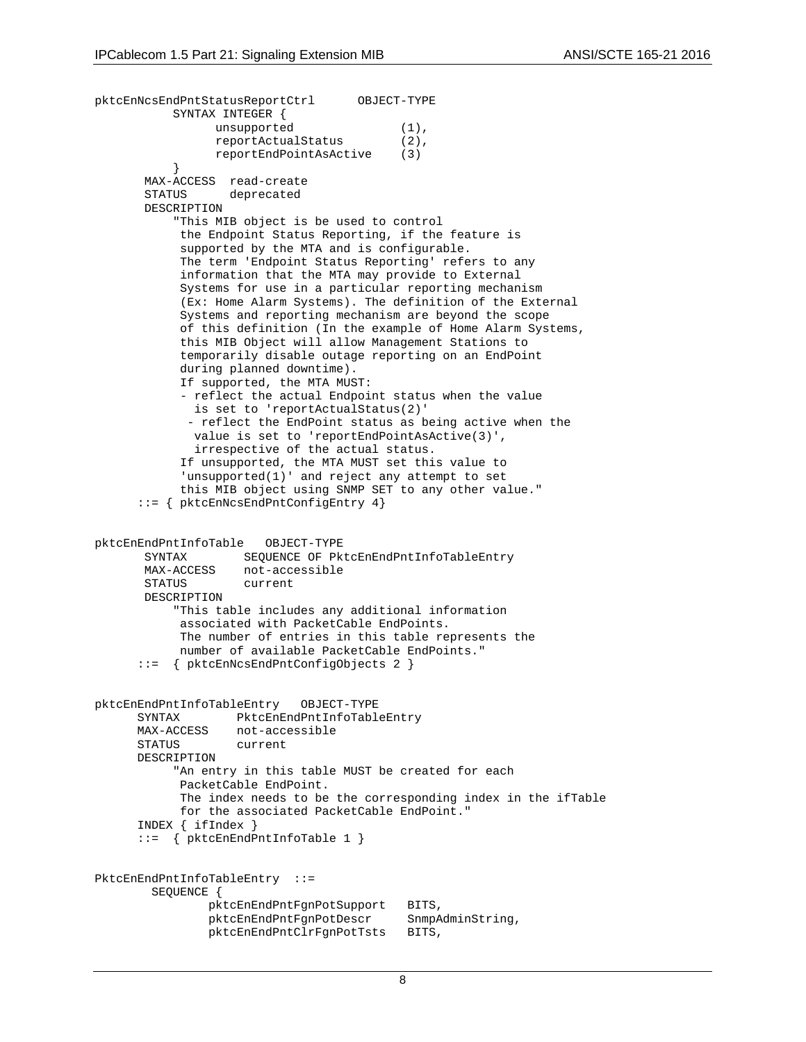```
pktcEnNcsEndPntStatusReportCtrl      OBJECT-TYPE
          SYNTAX INTEGER {
                 unsupported                (1),
                 reportActualStatus         (2),
                 reportEndPointAsActive     (3)
          }
       MAX-ACCESS  read-create
       STATUS      deprecated
       DESCRIPTION
           "This MIB object is be used to control
            the Endpoint Status Reporting, if the feature is
            supported by the MTA and is configurable.
            The term 'Endpoint Status Reporting' refers to any
            information that the MTA may provide to External
            Systems for use in a particular reporting mechanism
            (Ex: Home Alarm Systems). The definition of the External
            Systems and reporting mechanism are beyond the scope
            of this definition (In the example of Home Alarm Systems,
            this MIB Object will allow Management Stations to
            temporarily disable outage reporting on an EndPoint
            during planned downtime).
            If supported, the MTA MUST:
            - reflect the actual Endpoint status when the value
              is set to 'reportActualStatus(2)'
             - reflect the EndPoint status as being active when the
              value is set to 'reportEndPointAsActive(3)',
              irrespective of the actual status.
            If unsupported, the MTA MUST set this value to
            'unsupported(1)' and reject any attempt to set
            this MIB object using SNMP SET to any other value."
      ::= { pktcEnNcsEndPntConfigEntry 4}


pktcEnEndPntInfoTable   OBJECT-TYPE
       SYNTAX        SEQUENCE OF PktcEnEndPntInfoTableEntry
       MAX-ACCESS    not-accessible
       STATUS        current
       DESCRIPTION
           "This table includes any additional information
            associated with PacketCable EndPoints.
            The number of entries in this table represents the
            number of available PacketCable EndPoints."
      ::=  { pktcEnNcsEndPntConfigObjects 2 }


pktcEnEndPntInfoTableEntry   OBJECT-TYPE
      SYNTAX        PktcEnEndPntInfoTableEntry
      MAX-ACCESS    not-accessible
      STATUS        current
      DESCRIPTION
           "An entry in this table MUST be created for each
            PacketCable EndPoint.
            The index needs to be the corresponding index in the ifTable
            for the associated PacketCable EndPoint."
      INDEX { ifIndex }
      ::=  { pktcEnEndPntInfoTable 1 }


PktcEnEndPntInfoTableEntry  ::=
        SEQUENCE {
                pktcEnEndPntFgnPotSupport   BITS,
                pktcEnEndPntFgnPotDescr     SnmpAdminString,
                pktcEnEndPntClrFgnPotTsts   BITS,
```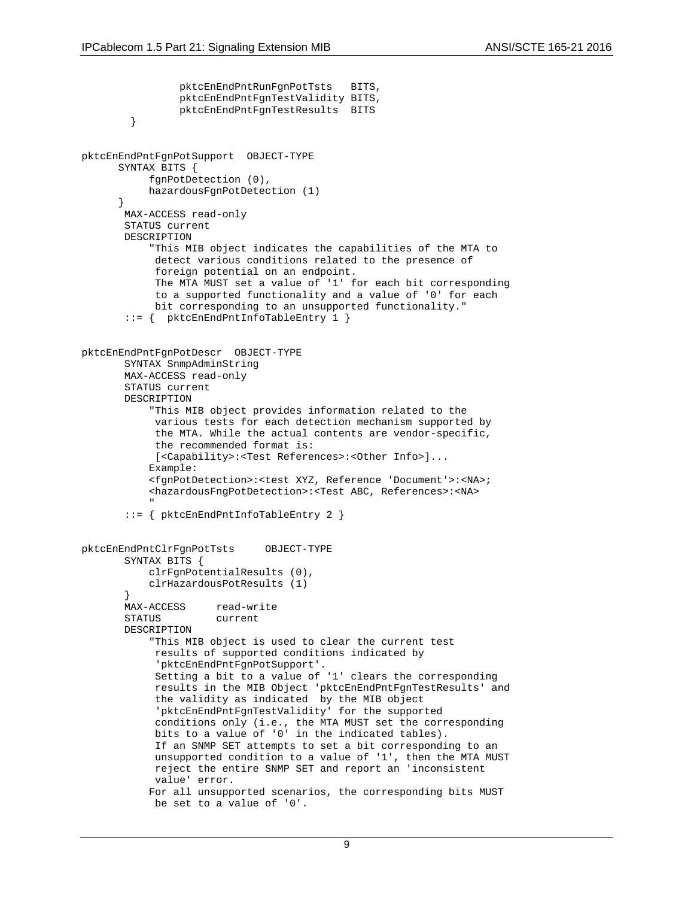```
                pktcEnEndPntRunFgnPotTsts   BITS,
                pktcEnEndPntFgnTestValidity BITS,
                pktcEnEndPntFgnTestResults  BITS
        }


pktcEnEndPntFgnPotSupport  OBJECT-TYPE
      SYNTAX BITS {
           fgnPotDetection (0),
           hazardousFgnPotDetection (1)
      }
       MAX-ACCESS read-only
       STATUS current
       DESCRIPTION
           "This MIB object indicates the capabilities of the MTA to
            detect various conditions related to the presence of
            foreign potential on an endpoint.
            The MTA MUST set a value of '1' for each bit corresponding
            to a supported functionality and a value of '0' for each
            bit corresponding to an unsupported functionality."
       ::= {  pktcEnEndPntInfoTableEntry 1 }


pktcEnEndPntFgnPotDescr  OBJECT-TYPE
       SYNTAX SnmpAdminString
       MAX-ACCESS read-only
       STATUS current
       DESCRIPTION
           "This MIB object provides information related to the
            various tests for each detection mechanism supported by
            the MTA. While the actual contents are vendor-specific,
            the recommended format is:
            [<Capability>:<Test References>:<Other Info>]...
           Example:
           <fgnPotDetection>:<test XYZ, Reference 'Document'>:<NA>;
           <hazardousFngPotDetection>:<Test ABC, References>:<NA>
           "
       ::= { pktcEnEndPntInfoTableEntry 2 }


pktcEnEndPntClrFgnPotTsts     OBJECT-TYPE
       SYNTAX BITS {
           clrFgnPotentialResults (0),
           clrHazardousPotResults (1)
       }
       MAX-ACCESS     read-write
       STATUS         current
       DESCRIPTION
           "This MIB object is used to clear the current test
            results of supported conditions indicated by
            'pktcEnEndPntFgnPotSupport'.
            Setting a bit to a value of '1' clears the corresponding
            results in the MIB Object 'pktcEnEndPntFgnTestResults' and
            the validity as indicated  by the MIB object
            'pktcEnEndPntFgnTestValidity' for the supported
            conditions only (i.e., the MTA MUST set the corresponding
            bits to a value of '0' in the indicated tables).
            If an SNMP SET attempts to set a bit corresponding to an
            unsupported condition to a value of '1', then the MTA MUST
            reject the entire SNMP SET and report an 'inconsistent
            value' error.
           For all unsupported scenarios, the corresponding bits MUST
            be set to a value of '0'.
```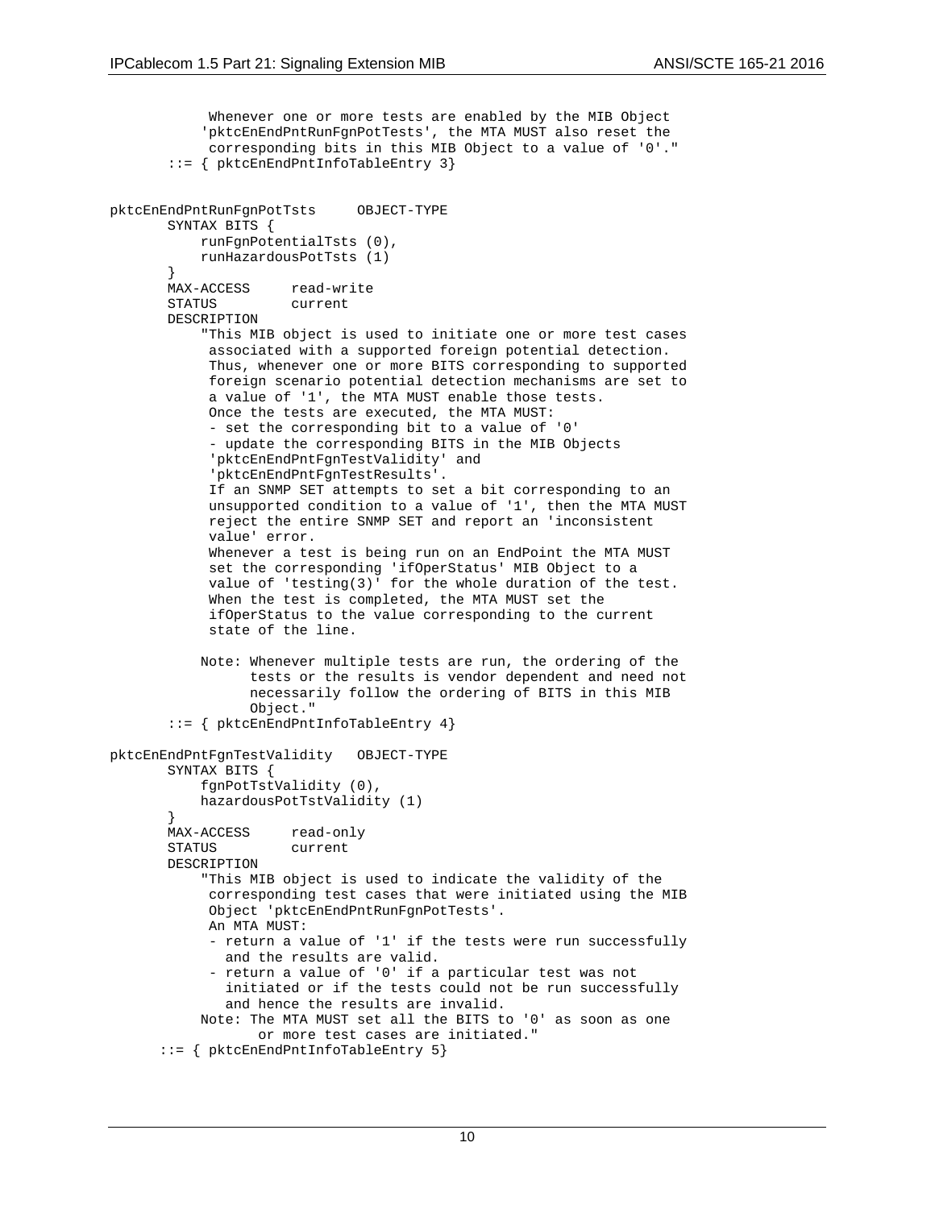```
            Whenever one or more tests are enabled by the MIB Object
           'pktcEnEndPntRunFgnPotTests', the MTA MUST also reset the
            corresponding bits in this MIB Object to a value of '0'."
       ::= { pktcEnEndPntInfoTableEntry 3}


pktcEnEndPntRunFgnPotTsts     OBJECT-TYPE
       SYNTAX BITS {
           runFgnPotentialTsts (0),
           runHazardousPotTsts (1)
       }
       MAX-ACCESS     read-write
       STATUS         current
       DESCRIPTION
           "This MIB object is used to initiate one or more test cases
            associated with a supported foreign potential detection.
            Thus, whenever one or more BITS corresponding to supported
            foreign scenario potential detection mechanisms are set to
            a value of '1', the MTA MUST enable those tests.
            Once the tests are executed, the MTA MUST:
            - set the corresponding bit to a value of '0'
            - update the corresponding BITS in the MIB Objects
            'pktcEnEndPntFgnTestValidity' and
            'pktcEnEndPntFgnTestResults'.
            If an SNMP SET attempts to set a bit corresponding to an
            unsupported condition to a value of '1', then the MTA MUST
            reject the entire SNMP SET and report an 'inconsistent
            value' error.
            Whenever a test is being run on an EndPoint the MTA MUST
            set the corresponding 'ifOperStatus' MIB Object to a
            value of 'testing(3)' for the whole duration of the test.
            When the test is completed, the MTA MUST set the
            ifOperStatus to the value corresponding to the current
            state of the line.

           Note: Whenever multiple tests are run, the ordering of the
                 tests or the results is vendor dependent and need not
                 necessarily follow the ordering of BITS in this MIB
                 Object."
       ::= { pktcEnEndPntInfoTableEntry 4}

pktcEnEndPntFgnTestValidity   OBJECT-TYPE
       SYNTAX BITS {
           fgnPotTstValidity (0),
           hazardousPotTstValidity (1)
       }
       MAX-ACCESS     read-only
       STATUS         current
       DESCRIPTION
           "This MIB object is used to indicate the validity of the
            corresponding test cases that were initiated using the MIB
            Object 'pktcEnEndPntRunFgnPotTests'.
            An MTA MUST:
            - return a value of '1' if the tests were run successfully
              and the results are valid.
            - return a value of '0' if a particular test was not
              initiated or if the tests could not be run successfully
              and hence the results are invalid.
           Note: The MTA MUST set all the BITS to '0' as soon as one
                  or more test cases are initiated."
      ::= { pktcEnEndPntInfoTableEntry 5}
```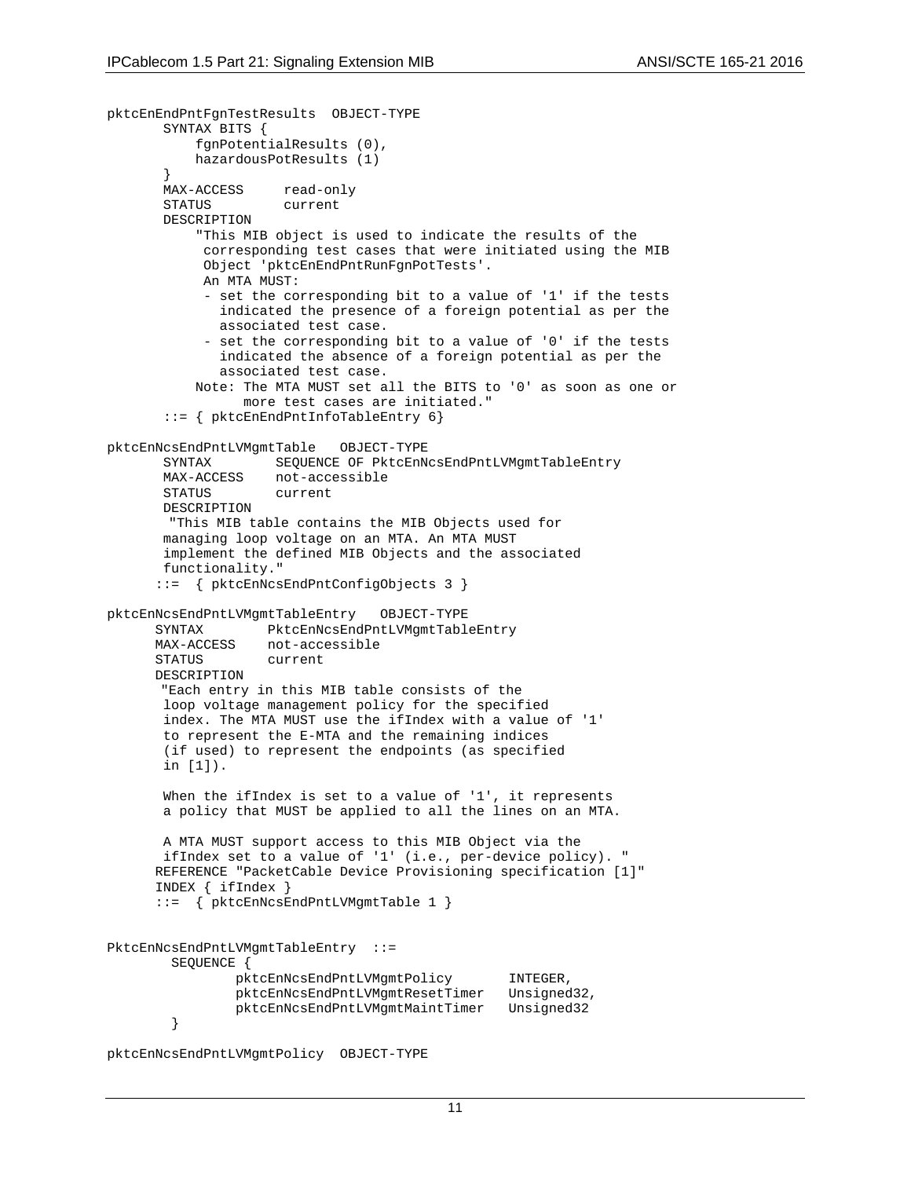```
pktcEnEndPntFgnTestResults  OBJECT-TYPE
       SYNTAX BITS {
           fgnPotentialResults (0),
           hazardousPotResults (1)
       }
       MAX-ACCESS     read-only
       STATUS         current
       DESCRIPTION
           "This MIB object is used to indicate the results of the
            corresponding test cases that were initiated using the MIB
            Object 'pktcEnEndPntRunFgnPotTests'.
            An MTA MUST:
            - set the corresponding bit to a value of '1' if the tests
              indicated the presence of a foreign potential as per the
              associated test case.
            - set the corresponding bit to a value of '0' if the tests
              indicated the absence of a foreign potential as per the
              associated test case.
           Note: The MTA MUST set all the BITS to '0' as soon as one or
                 more test cases are initiated."
       ::= { pktcEnEndPntInfoTableEntry 6}

pktcEnNcsEndPntLVMgmtTable   OBJECT-TYPE
       SYNTAX        SEQUENCE OF PktcEnNcsEndPntLVMgmtTableEntry
       MAX-ACCESS    not-accessible
       STATUS        current
       DESCRIPTION
        "This MIB table contains the MIB Objects used for
       managing loop voltage on an MTA. An MTA MUST
       implement the defined MIB Objects and the associated
       functionality."
      ::=  { pktcEnNcsEndPntConfigObjects 3 }

pktcEnNcsEndPntLVMgmtTableEntry   OBJECT-TYPE
      SYNTAX        PktcEnNcsEndPntLVMgmtTableEntry
      MAX-ACCESS    not-accessible
      STATUS        current
      DESCRIPTION
       "Each entry in this MIB table consists of the
       loop voltage management policy for the specified
       index. The MTA MUST use the ifIndex with a value of '1'
       to represent the E-MTA and the remaining indices
       (if used) to represent the endpoints (as specified
       in [1]).

       When the ifIndex is set to a value of '1', it represents
       a policy that MUST be applied to all the lines on an MTA.

       A MTA MUST support access to this MIB Object via the
       ifIndex set to a value of '1' (i.e., per-device policy). "
      REFERENCE "PacketCable Device Provisioning specification [1]"
      INDEX { ifIndex }
      ::=  { pktcEnNcsEndPntLVMgmtTable 1 }


PktcEnNcsEndPntLVMgmtTableEntry  ::=
        SEQUENCE {
                pktcEnNcsEndPntLVMgmtPolicy       INTEGER,
                pktcEnNcsEndPntLVMgmtResetTimer   Unsigned32,
                pktcEnNcsEndPntLVMgmtMaintTimer   Unsigned32
        }

pktcEnNcsEndPntLVMgmtPolicy  OBJECT-TYPE
```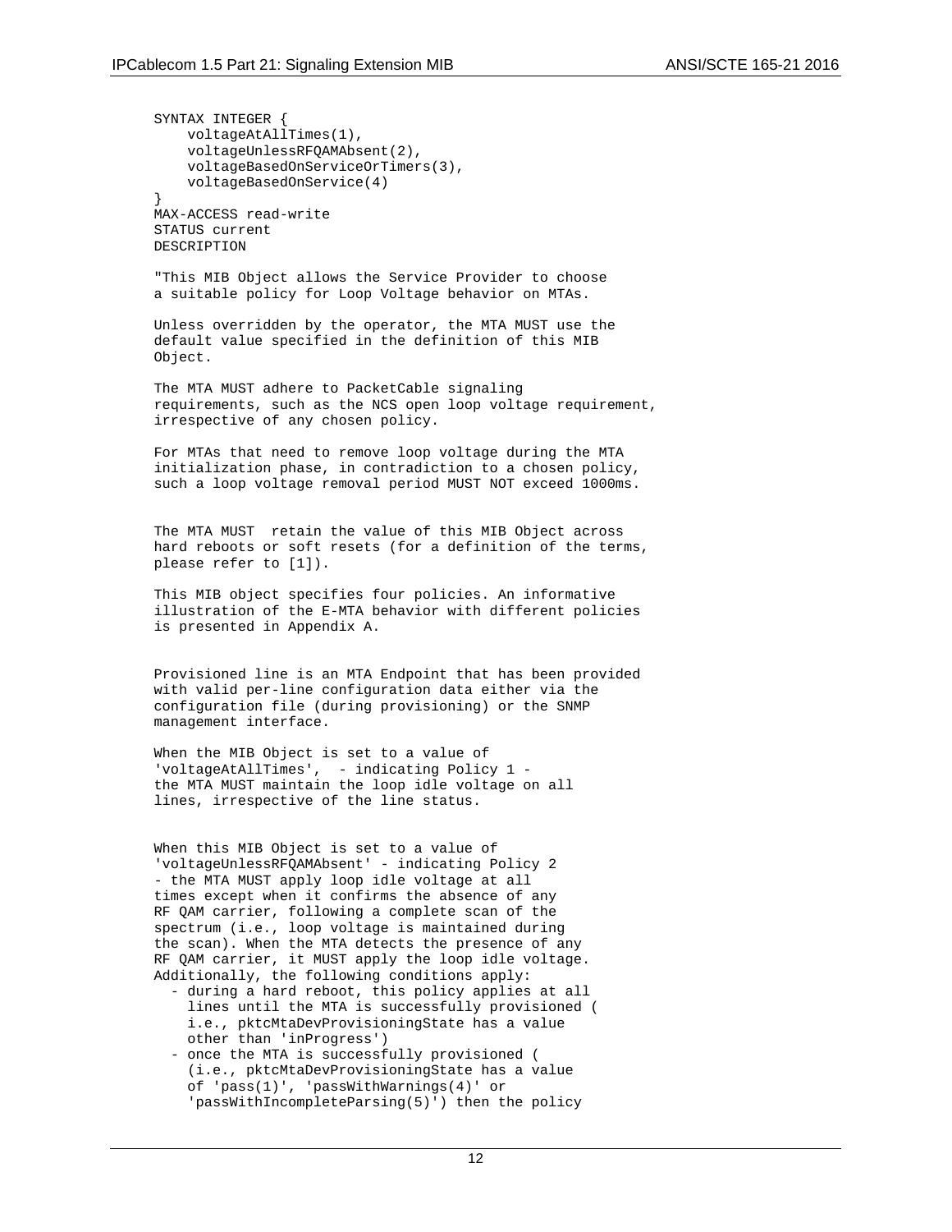```
SYNTAX INTEGER {
    voltageAtAllTimes(1),
    voltageUnlessRFQAMAbsent(2),
    voltageBasedOnServiceOrTimers(3),
    voltageBasedOnService(4)
}
MAX-ACCESS read-write
STATUS current
DESCRIPTION

"This MIB Object allows the Service Provider to choose
a suitable policy for Loop Voltage behavior on MTAs.

Unless overridden by the operator, the MTA MUST use the
default value specified in the definition of this MIB
Object.

The MTA MUST adhere to PacketCable signaling
requirements, such as the NCS open loop voltage requirement,
irrespective of any chosen policy.

For MTAs that need to remove loop voltage during the MTA
initialization phase, in contradiction to a chosen policy,
such a loop voltage removal period MUST NOT exceed 1000ms.


The MTA MUST  retain the value of this MIB Object across
hard reboots or soft resets (for a definition of the terms,
please refer to [1]).

This MIB object specifies four policies. An informative
illustration of the E-MTA behavior with different policies
is presented in Appendix A.


Provisioned line is an MTA Endpoint that has been provided
with valid per-line configuration data either via the
configuration file (during provisioning) or the SNMP
management interface.

When the MIB Object is set to a value of
'voltageAtAllTimes',  - indicating Policy 1 -
the MTA MUST maintain the loop idle voltage on all
lines, irrespective of the line status.


When this MIB Object is set to a value of
'voltageUnlessRFQAMAbsent' - indicating Policy 2
- the MTA MUST apply loop idle voltage at all
times except when it confirms the absence of any
RF QAM carrier, following a complete scan of the
spectrum (i.e., loop voltage is maintained during
the scan). When the MTA detects the presence of any
RF QAM carrier, it MUST apply the loop idle voltage.
Additionally, the following conditions apply:
  - during a hard reboot, this policy applies at all
    lines until the MTA is successfully provisioned (
    i.e., pktcMtaDevProvisioningState has a value
    other than 'inProgress')
  - once the MTA is successfully provisioned (
    (i.e., pktcMtaDevProvisioningState has a value
    of 'pass(1)', 'passWithWarnings(4)' or
    'passWithIncompleteParsing(5)') then the policy
```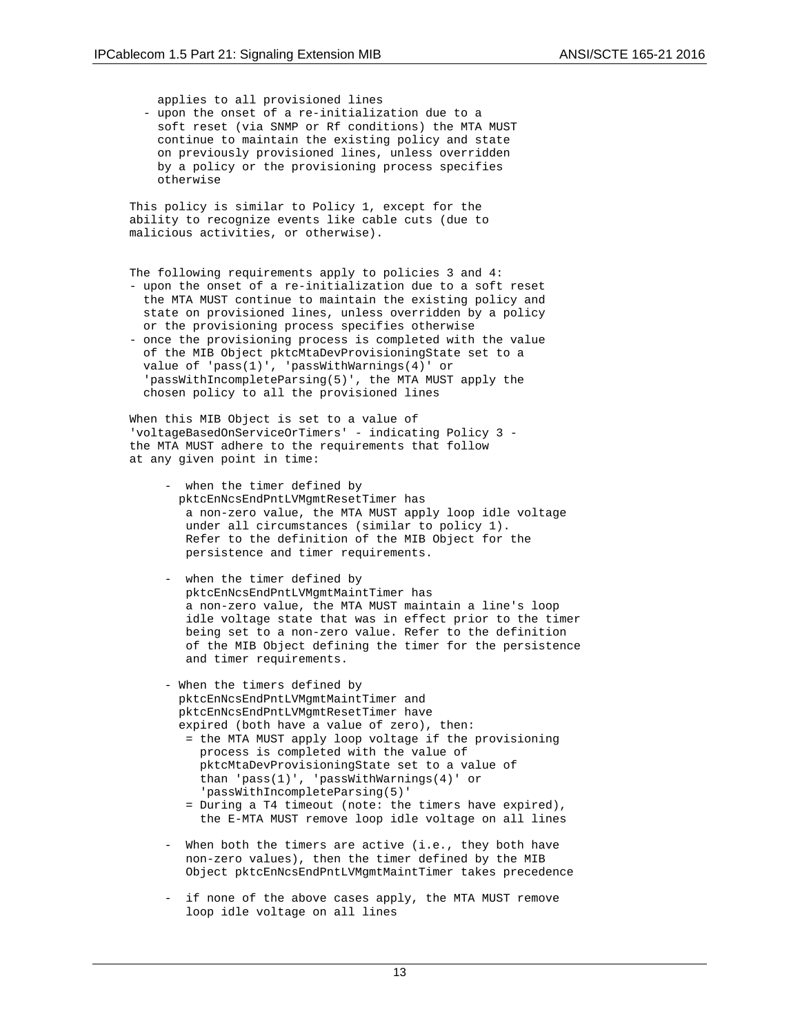```
        applies to all provisioned lines
      - upon the onset of a re-initialization due to a
        soft reset (via SNMP or Rf conditions) the MTA MUST
        continue to maintain the existing policy and state
        on previously provisioned lines, unless overridden
        by a policy or the provisioning process specifies
        otherwise

    This policy is similar to Policy 1, except for the
    ability to recognize events like cable cuts (due to
    malicious activities, or otherwise).


    The following requirements apply to policies 3 and 4:
    - upon the onset of a re-initialization due to a soft reset
      the MTA MUST continue to maintain the existing policy and
      state on provisioned lines, unless overridden by a policy
      or the provisioning process specifies otherwise
    - once the provisioning process is completed with the value
      of the MIB Object pktcMtaDevProvisioningState set to a
      value of 'pass(1)', 'passWithWarnings(4)' or
      'passWithIncompleteParsing(5)', the MTA MUST apply the
      chosen policy to all the provisioned lines

    When this MIB Object is set to a value of
    'voltageBasedOnServiceOrTimers' - indicating Policy 3 -
    the MTA MUST adhere to the requirements that follow
    at any given point in time:

         -  when the timer defined by
           pktcEnNcsEndPntLVMgmtResetTimer has
            a non-zero value, the MTA MUST apply loop idle voltage
            under all circumstances (similar to policy 1).
            Refer to the definition of the MIB Object for the
            persistence and timer requirements.

         -  when the timer defined by
            pktcEnNcsEndPntLVMgmtMaintTimer has
            a non-zero value, the MTA MUST maintain a line's loop
            idle voltage state that was in effect prior to the timer
            being set to a non-zero value. Refer to the definition
            of the MIB Object defining the timer for the persistence
            and timer requirements.

         - When the timers defined by
           pktcEnNcsEndPntLVMgmtMaintTimer and
           pktcEnNcsEndPntLVMgmtResetTimer have
           expired (both have a value of zero), then:
            = the MTA MUST apply loop voltage if the provisioning
              process is completed with the value of
              pktcMtaDevProvisioningState set to a value of
              than 'pass(1)', 'passWithWarnings(4)' or
              'passWithIncompleteParsing(5)'
            = During a T4 timeout (note: the timers have expired),
              the E-MTA MUST remove loop idle voltage on all lines

         -  When both the timers are active (i.e., they both have
            non-zero values), then the timer defined by the MIB
            Object pktcEnNcsEndPntLVMgmtMaintTimer takes precedence

         -  if none of the above cases apply, the MTA MUST remove
            loop idle voltage on all lines
```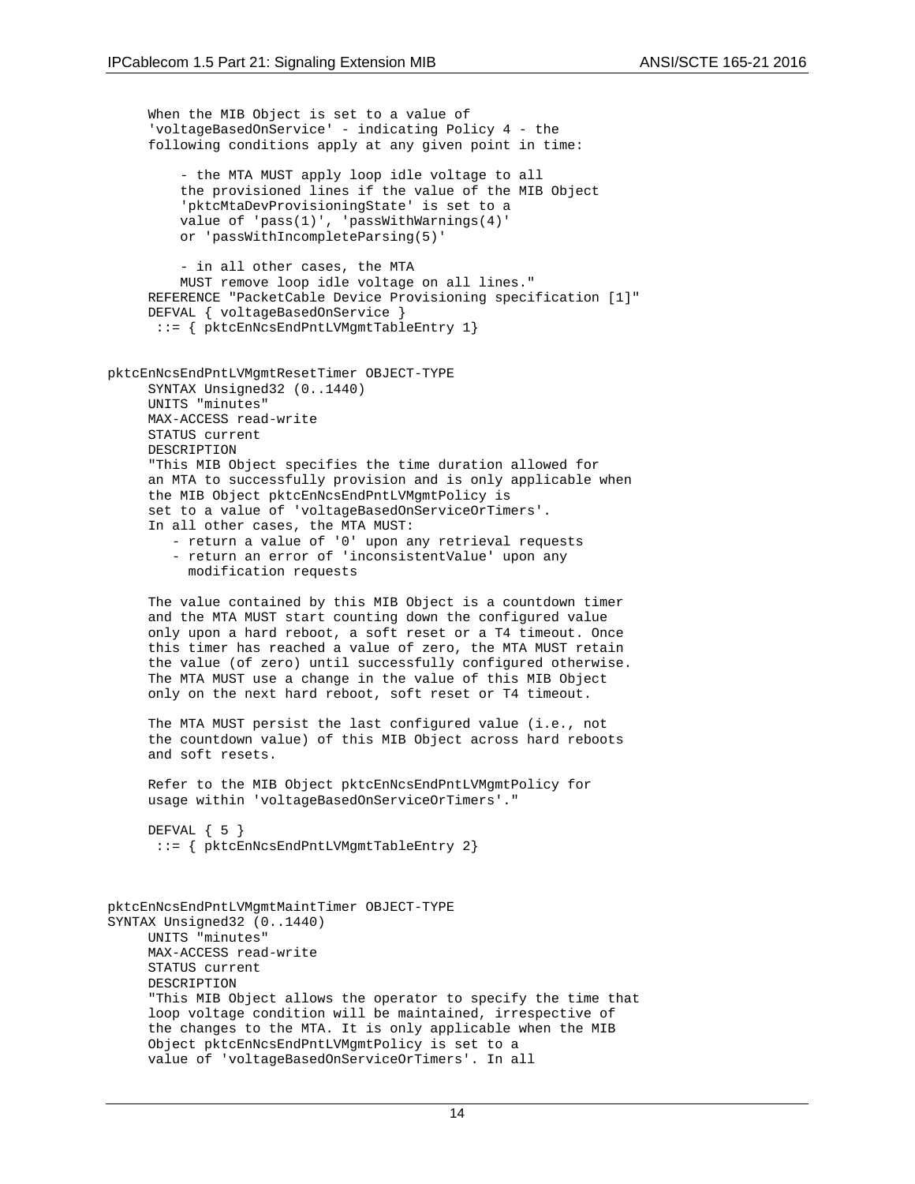```
      When the MIB Object is set to a value of
      'voltageBasedOnService' - indicating Policy 4 - the
      following conditions apply at any given point in time:

          - the MTA MUST apply loop idle voltage to all
          the provisioned lines if the value of the MIB Object
          'pktcMtaDevProvisioningState' is set to a
          value of 'pass(1)', 'passWithWarnings(4)'
          or 'passWithIncompleteParsing(5)'

          - in all other cases, the MTA
          MUST remove loop idle voltage on all lines."
      REFERENCE "PacketCable Device Provisioning specification [1]"
      DEFVAL { voltageBasedOnService }
       ::= { pktcEnNcsEndPntLVMgmtTableEntry 1}


pktcEnNcsEndPntLVMgmtResetTimer OBJECT-TYPE
      SYNTAX Unsigned32 (0..1440)
      UNITS "minutes"
      MAX-ACCESS read-write
      STATUS current
      DESCRIPTION
      "This MIB Object specifies the time duration allowed for
      an MTA to successfully provision and is only applicable when
      the MIB Object pktcEnNcsEndPntLVMgmtPolicy is
      set to a value of 'voltageBasedOnServiceOrTimers'.
      In all other cases, the MTA MUST:
         - return a value of '0' upon any retrieval requests
         - return an error of 'inconsistentValue' upon any
           modification requests

      The value contained by this MIB Object is a countdown timer
      and the MTA MUST start counting down the configured value
      only upon a hard reboot, a soft reset or a T4 timeout. Once
      this timer has reached a value of zero, the MTA MUST retain
      the value (of zero) until successfully configured otherwise.
      The MTA MUST use a change in the value of this MIB Object
      only on the next hard reboot, soft reset or T4 timeout.

      The MTA MUST persist the last configured value (i.e., not
      the countdown value) of this MIB Object across hard reboots
      and soft resets.

      Refer to the MIB Object pktcEnNcsEndPntLVMgmtPolicy for
      usage within 'voltageBasedOnServiceOrTimers'."

      DEFVAL { 5 }
       ::= { pktcEnNcsEndPntLVMgmtTableEntry 2}



pktcEnNcsEndPntLVMgmtMaintTimer OBJECT-TYPE
SYNTAX Unsigned32 (0..1440)
      UNITS "minutes"
      MAX-ACCESS read-write
      STATUS current
      DESCRIPTION
      "This MIB Object allows the operator to specify the time that
      loop voltage condition will be maintained, irrespective of
      the changes to the MTA. It is only applicable when the MIB
      Object pktcEnNcsEndPntLVMgmtPolicy is set to a
      value of 'voltageBasedOnServiceOrTimers'. In all
```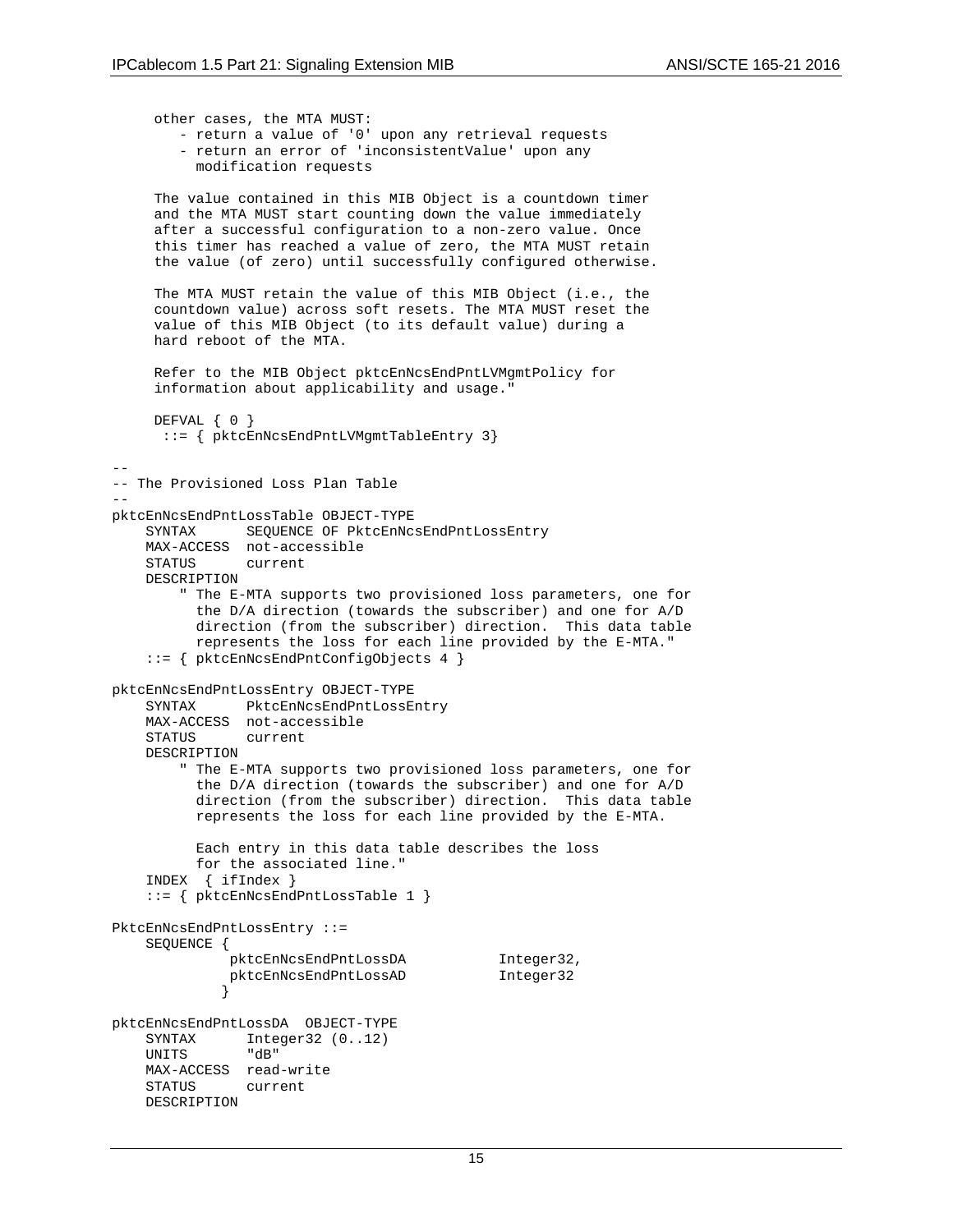```
     other cases, the MTA MUST:
        - return a value of '0' upon any retrieval requests
        - return an error of 'inconsistentValue' upon any
          modification requests

     The value contained in this MIB Object is a countdown timer
     and the MTA MUST start counting down the value immediately
     after a successful configuration to a non-zero value. Once
     this timer has reached a value of zero, the MTA MUST retain
     the value (of zero) until successfully configured otherwise.

     The MTA MUST retain the value of this MIB Object (i.e., the
     countdown value) across soft resets. The MTA MUST reset the
     value of this MIB Object (to its default value) during a
     hard reboot of the MTA.

     Refer to the MIB Object pktcEnNcsEndPntLVMgmtPolicy for
     information about applicability and usage."

     DEFVAL { 0 }
      ::= { pktcEnNcsEndPntLVMgmtTableEntry 3}

--
-- The Provisioned Loss Plan Table
--
pktcEnNcsEndPntLossTable OBJECT-TYPE
    SYNTAX      SEQUENCE OF PktcEnNcsEndPntLossEntry
    MAX-ACCESS  not-accessible
    STATUS      current
    DESCRIPTION
        " The E-MTA supports two provisioned loss parameters, one for
          the D/A direction (towards the subscriber) and one for A/D
          direction (from the subscriber) direction.  This data table
          represents the loss for each line provided by the E-MTA."
    ::= { pktcEnNcsEndPntConfigObjects 4 }

pktcEnNcsEndPntLossEntry OBJECT-TYPE
    SYNTAX      PktcEnNcsEndPntLossEntry
    MAX-ACCESS  not-accessible
    STATUS      current
    DESCRIPTION
        " The E-MTA supports two provisioned loss parameters, one for
          the D/A direction (towards the subscriber) and one for A/D
          direction (from the subscriber) direction.  This data table
          represents the loss for each line provided by the E-MTA.

          Each entry in this data table describes the loss
          for the associated line."
    INDEX  { ifIndex }
    ::= { pktcEnNcsEndPntLossTable 1 }

PktcEnNcsEndPntLossEntry ::=
    SEQUENCE {
              pktcEnNcsEndPntLossDA           Integer32,
              pktcEnNcsEndPntLossAD           Integer32
             }

pktcEnNcsEndPntLossDA  OBJECT-TYPE
    SYNTAX      Integer32 (0..12)
    UNITS       "dB"
    MAX-ACCESS  read-write
    STATUS      current
    DESCRIPTION
```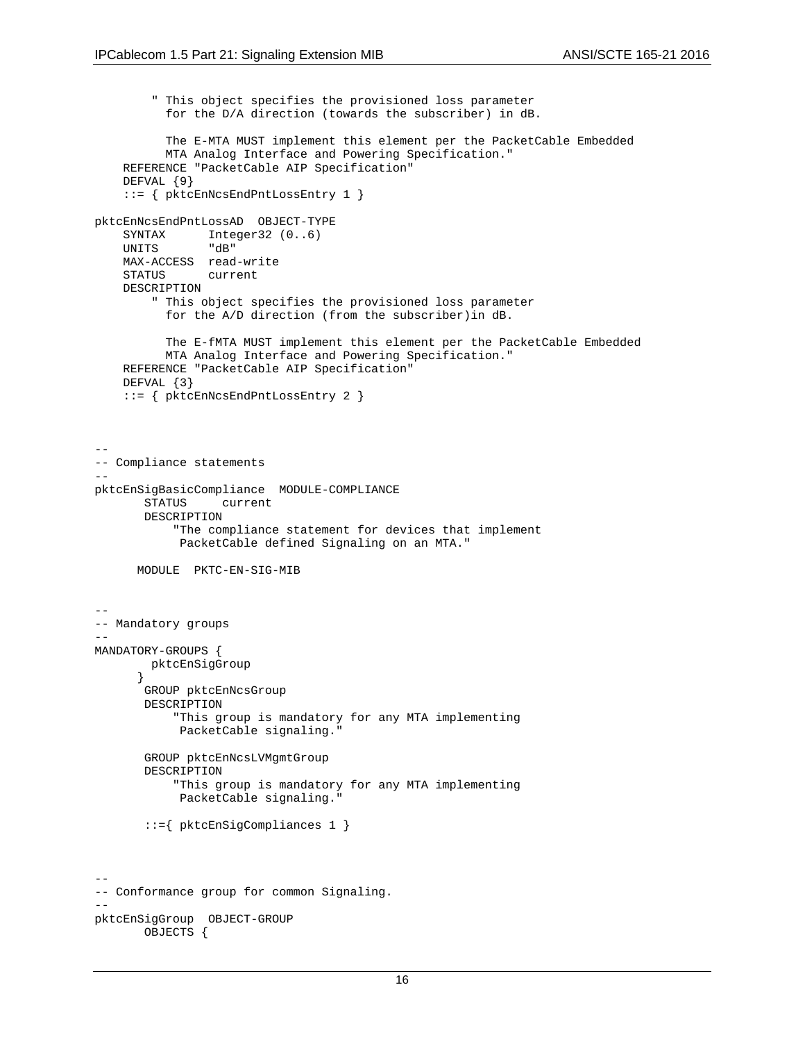```
        " This object specifies the provisioned loss parameter
          for the D/A direction (towards the subscriber) in dB.

          The E-MTA MUST implement this element per the PacketCable Embedded
          MTA Analog Interface and Powering Specification."
    REFERENCE "PacketCable AIP Specification"
    DEFVAL {9}
    ::= { pktcEnNcsEndPntLossEntry 1 }

pktcEnNcsEndPntLossAD  OBJECT-TYPE
    SYNTAX      Integer32 (0..6)
    UNITS       "dB"
    MAX-ACCESS  read-write
    STATUS      current
    DESCRIPTION
        " This object specifies the provisioned loss parameter
          for the A/D direction (from the subscriber)in dB.

          The E-fMTA MUST implement this element per the PacketCable Embedded
          MTA Analog Interface and Powering Specification."
    REFERENCE "PacketCable AIP Specification"
    DEFVAL {3}
    ::= { pktcEnNcsEndPntLossEntry 2 }



--
-- Compliance statements
--
pktcEnSigBasicCompliance  MODULE-COMPLIANCE
       STATUS     current
       DESCRIPTION
           "The compliance statement for devices that implement
            PacketCable defined Signaling on an MTA."

      MODULE  PKTC-EN-SIG-MIB


--
-- Mandatory groups
--
MANDATORY-GROUPS {
        pktcEnSigGroup
      }
       GROUP pktcEnNcsGroup
       DESCRIPTION
           "This group is mandatory for any MTA implementing
            PacketCable signaling."

       GROUP pktcEnNcsLVMgmtGroup
       DESCRIPTION
           "This group is mandatory for any MTA implementing
            PacketCable signaling."

       ::={ pktcEnSigCompliances 1 }



--
-- Conformance group for common Signaling.
--
pktcEnSigGroup  OBJECT-GROUP
       OBJECTS {
```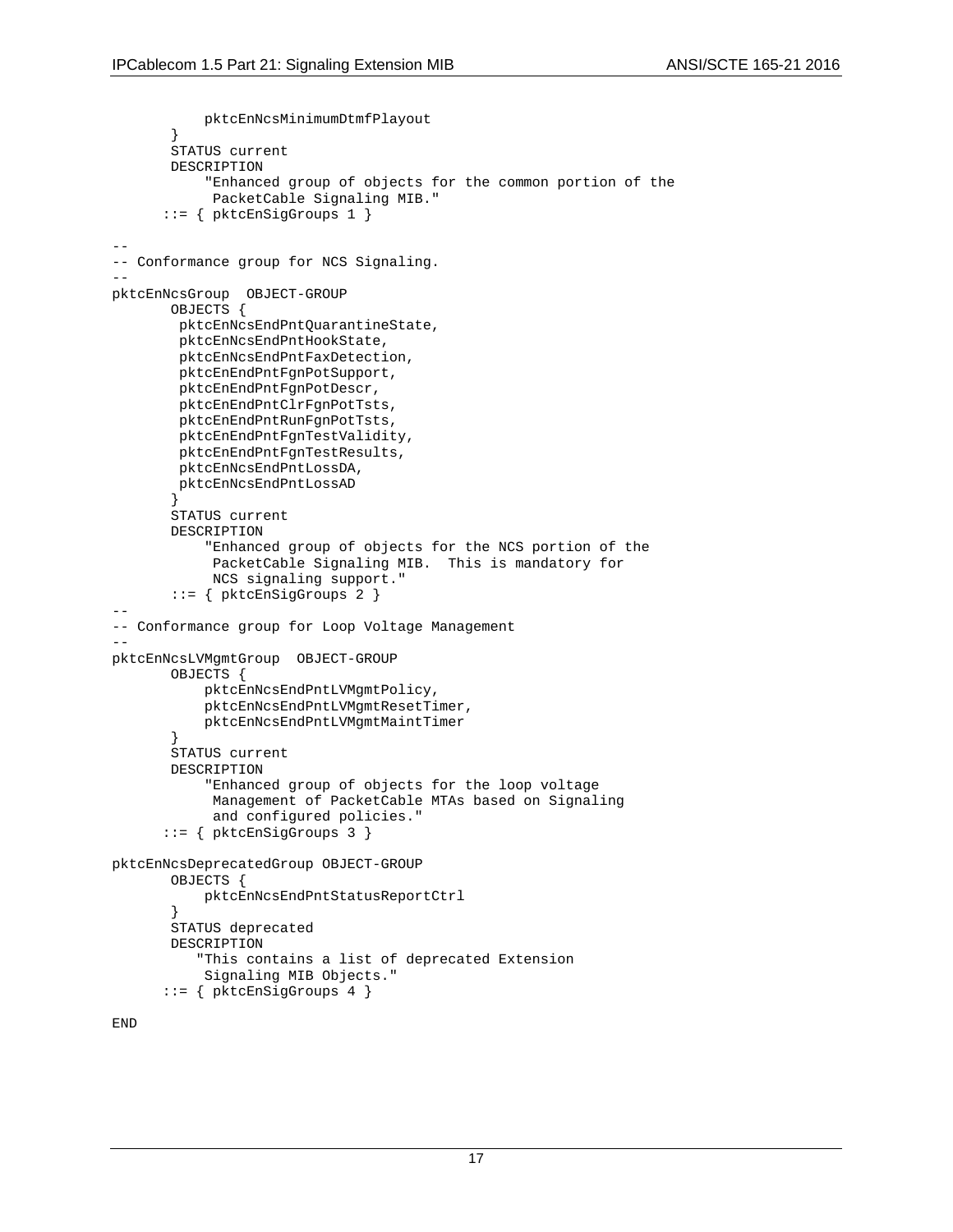```
            pktcEnNcsMinimumDtmfPlayout
        }
        STATUS current
        DESCRIPTION
            "Enhanced group of objects for the common portion of the
             PacketCable Signaling MIB."
       ::= { pktcEnSigGroups 1 }

--
-- Conformance group for NCS Signaling.
--
pktcEnNcsGroup  OBJECT-GROUP
        OBJECTS {
         pktcEnNcsEndPntQuarantineState,
         pktcEnNcsEndPntHookState,
         pktcEnNcsEndPntFaxDetection,
         pktcEnEndPntFgnPotSupport,
         pktcEnEndPntFgnPotDescr,
         pktcEnEndPntClrFgnPotTsts,
         pktcEnEndPntRunFgnPotTsts,
         pktcEnEndPntFgnTestValidity,
         pktcEnEndPntFgnTestResults,
         pktcEnNcsEndPntLossDA,
         pktcEnNcsEndPntLossAD
        }
        STATUS current
        DESCRIPTION
            "Enhanced group of objects for the NCS portion of the
             PacketCable Signaling MIB.  This is mandatory for
             NCS signaling support."
        ::= { pktcEnSigGroups 2 }
--
-- Conformance group for Loop Voltage Management
--
pktcEnNcsLVMgmtGroup  OBJECT-GROUP
        OBJECTS {
            pktcEnNcsEndPntLVMgmtPolicy,
            pktcEnNcsEndPntLVMgmtResetTimer,
            pktcEnNcsEndPntLVMgmtMaintTimer
        }
        STATUS current
        DESCRIPTION
            "Enhanced group of objects for the loop voltage
             Management of PacketCable MTAs based on Signaling
             and configured policies."
       ::= { pktcEnSigGroups 3 }

pktcEnNcsDeprecatedGroup OBJECT-GROUP
        OBJECTS {
            pktcEnNcsEndPntStatusReportCtrl
        }
        STATUS deprecated
        DESCRIPTION
           "This contains a list of deprecated Extension
            Signaling MIB Objects."
       ::= { pktcEnSigGroups 4 }

END
```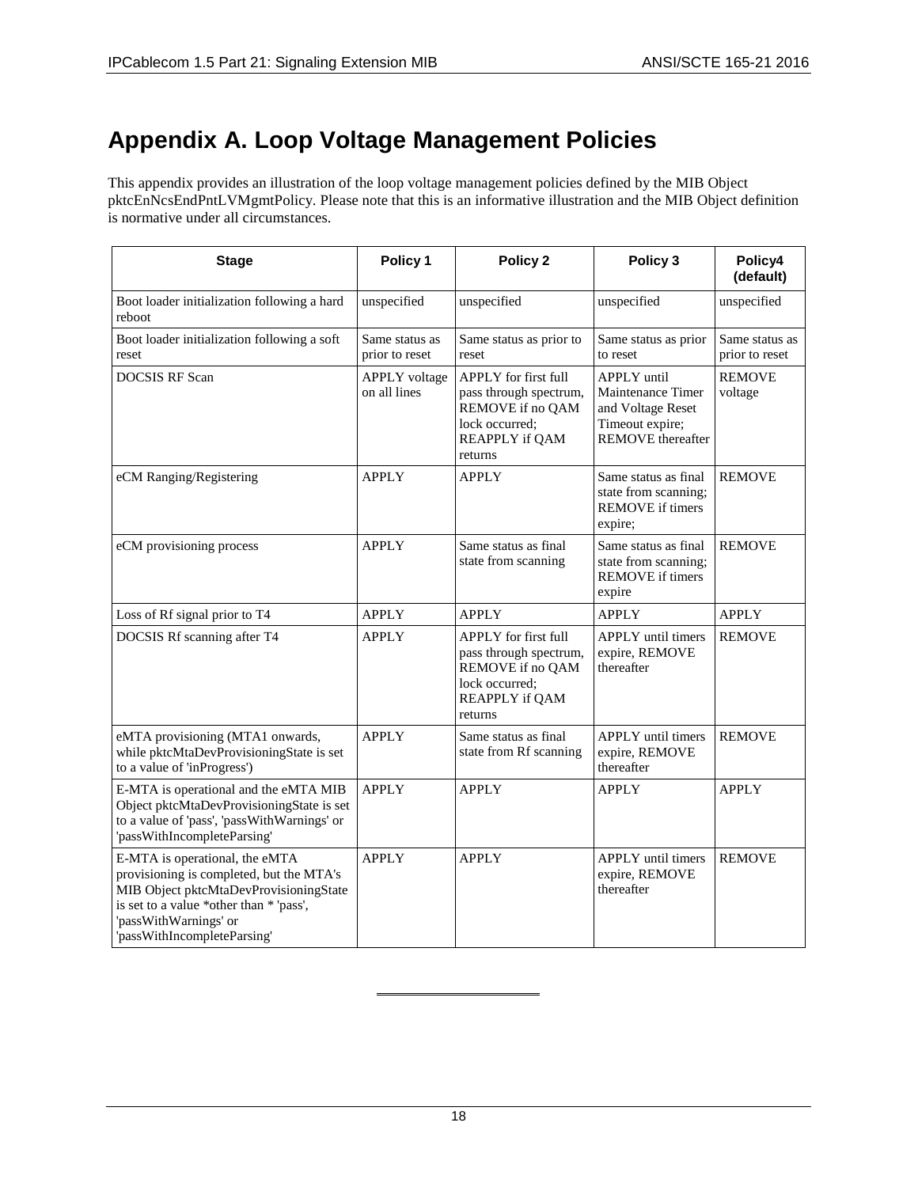# Appendix A. Loop Voltage Management Policies

This appendix provides an illustration of the loop voltage management policies defined by the MIB Object pktcEnNcsEndPntLVMgmtPolicy. Please note that this is an informative illustration and the MIB Object definition is normative under all circumstances.

| Stage | Policy 1 | Policy 2 | Policy 3 | Policy4 (default) |
|---|---|---|---|---|
| Boot loader initialization following a hard reboot | unspecified | unspecified | unspecified | unspecified |
| Boot loader initialization following a soft reset | Same status as prior to reset | Same status as prior to reset | Same status as prior to reset | Same status as prior to reset |
| DOCSIS RF Scan | APPLY voltage on all lines | APPLY for first full pass through spectrum, REMOVE if no QAM lock occurred; REAPPLY if QAM returns | APPLY until Maintenance Timer and Voltage Reset Timeout expire; REMOVE thereafter | REMOVE voltage |
| eCM Ranging/Registering | APPLY | APPLY | Same status as final state from scanning; REMOVE if timers expire; | REMOVE |
| eCM provisioning process | APPLY | Same status as final state from scanning | Same status as final state from scanning; REMOVE if timers expire | REMOVE |
| Loss of Rf signal prior to T4 | APPLY | APPLY | APPLY | APPLY |
| DOCSIS Rf scanning after T4 | APPLY | APPLY for first full pass through spectrum, REMOVE if no QAM lock occurred; REAPPLY if QAM returns | APPLY until timers expire, REMOVE thereafter | REMOVE |
| eMTA provisioning (MTA1 onwards, while pktcMtaDevProvisioningState is set to a value of 'inProgress') | APPLY | Same status as final state from Rf scanning | APPLY until timers expire, REMOVE thereafter | REMOVE |
| E-MTA is operational and the eMTA MIB Object pktcMtaDevProvisioningState is set to a value of 'pass', 'passWithWarnings' or 'passWithIncompleteParsing' | APPLY | APPLY | APPLY | APPLY |
| E-MTA is operational, the eMTA provisioning is completed, but the MTA's MIB Object pktcMtaDevProvisioningState is set to a value *other than * 'pass', 'passWithWarnings' or 'passWithIncompleteParsing' | APPLY | APPLY | APPLY until timers expire, REMOVE thereafter | REMOVE |